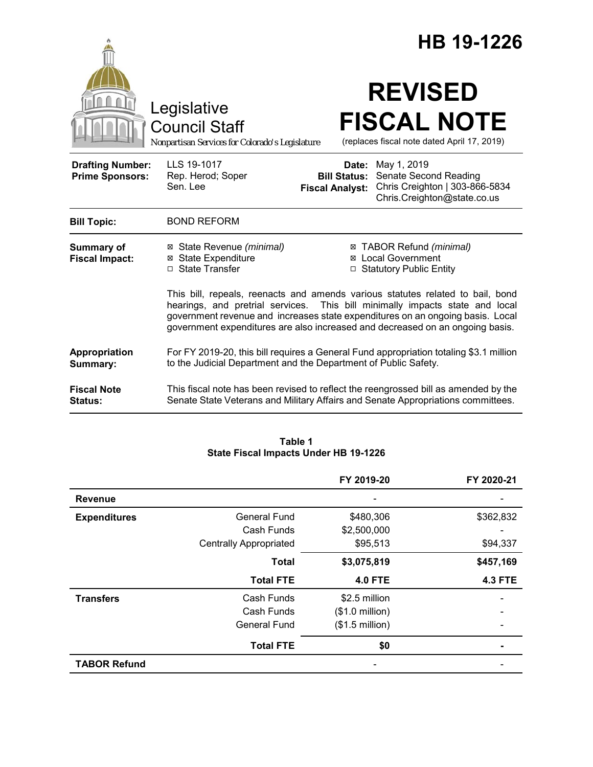# HB 19-1226

Legislative Council Staff

*Nonpartisan Services for Colorado's Legislature*

# REVISED FISCAL NOTE

(replaces fiscal note dated April 17, 2019)

| | | | |
|---|---|---|---|
| **Drafting Number:** | LLS 19-1017 | **Date:** | May 1, 2019 |
| **Prime Sponsors:** | Rep. Herod; Soper<br>Sen. Lee | **Bill Status:** | Senate Second Reading |
| | | **Fiscal Analyst:** | Chris Creighton \| 303-866-5834<br>Chris.Creighton@state.co.us |

| | |
|---|---|
| **Bill Topic:** | BOND REFORM |
| **Summary of Fiscal Impact:** | ☒ State Revenue *(minimal)* ☒ State Expenditure ☐ State Transfer ☒ TABOR Refund *(minimal)* ☒ Local Government ☐ Statutory Public Entity<br><br>This bill, repeals, reenacts and amends various statutes related to bail, bond hearings, and pretrial services. This bill minimally impacts state and local government revenue and increases state expenditures on an ongoing basis. Local government expenditures are also increased and decreased on an ongoing basis. |
| **Appropriation Summary:** | For FY 2019-20, this bill requires a General Fund appropriation totaling $3.1 million to the Judicial Department and the Department of Public Safety. |
| **Fiscal Note Status:** | This fiscal note has been revised to reflect the reengrossed bill as amended by the Senate State Veterans and Military Affairs and Senate Appropriations committees. |

**Table 1**
**State Fiscal Impacts Under HB 19-1226**

| | | FY 2019-20 | FY 2020-21 |
|---|---|---|---|
| **Revenue** | | - | - |
| **Expenditures** | General Fund | $480,306 | $362,832 |
| | Cash Funds | $2,500,000 | - |
| | Centrally Appropriated | $95,513 | $94,337 |
| | **Total** | **$3,075,819** | **$457,169** |
| | **Total FTE** | **4.0 FTE** | **4.3 FTE** |
| **Transfers** | Cash Funds | $2.5 million | - |
| | Cash Funds | ($1.0 million) | - |
| | General Fund | ($1.5 million) | - |
| | **Total FTE** | **$0** | **-** |
| **TABOR Refund** | | - | - |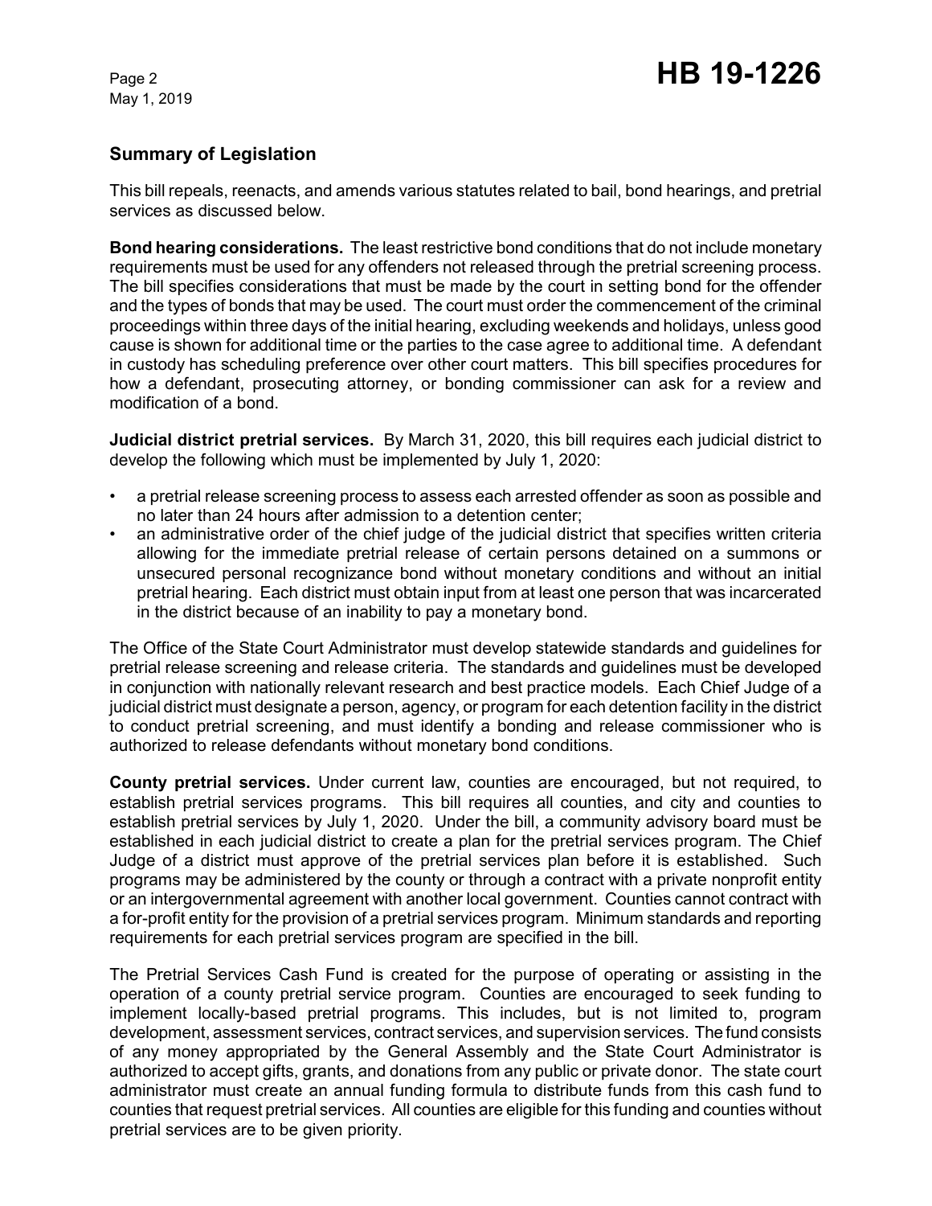## Summary of Legislation

This bill repeals, reenacts, and amends various statutes related to bail, bond hearings, and pretrial services as discussed below.

**Bond hearing considerations.** The least restrictive bond conditions that do not include monetary requirements must be used for any offenders not released through the pretrial screening process. The bill specifies considerations that must be made by the court in setting bond for the offender and the types of bonds that may be used. The court must order the commencement of the criminal proceedings within three days of the initial hearing, excluding weekends and holidays, unless good cause is shown for additional time or the parties to the case agree to additional time. A defendant in custody has scheduling preference over other court matters. This bill specifies procedures for how a defendant, prosecuting attorney, or bonding commissioner can ask for a review and modification of a bond.

**Judicial district pretrial services.** By March 31, 2020, this bill requires each judicial district to develop the following which must be implemented by July 1, 2020:

- a pretrial release screening process to assess each arrested offender as soon as possible and no later than 24 hours after admission to a detention center;
- an administrative order of the chief judge of the judicial district that specifies written criteria allowing for the immediate pretrial release of certain persons detained on a summons or unsecured personal recognizance bond without monetary conditions and without an initial pretrial hearing. Each district must obtain input from at least one person that was incarcerated in the district because of an inability to pay a monetary bond.

The Office of the State Court Administrator must develop statewide standards and guidelines for pretrial release screening and release criteria. The standards and guidelines must be developed in conjunction with nationally relevant research and best practice models. Each Chief Judge of a judicial district must designate a person, agency, or program for each detention facility in the district to conduct pretrial screening, and must identify a bonding and release commissioner who is authorized to release defendants without monetary bond conditions.

**County pretrial services.** Under current law, counties are encouraged, but not required, to establish pretrial services programs. This bill requires all counties, and city and counties to establish pretrial services by July 1, 2020. Under the bill, a community advisory board must be established in each judicial district to create a plan for the pretrial services program. The Chief Judge of a district must approve of the pretrial services plan before it is established. Such programs may be administered by the county or through a contract with a private nonprofit entity or an intergovernmental agreement with another local government. Counties cannot contract with a for-profit entity for the provision of a pretrial services program. Minimum standards and reporting requirements for each pretrial services program are specified in the bill.

The Pretrial Services Cash Fund is created for the purpose of operating or assisting in the operation of a county pretrial service program. Counties are encouraged to seek funding to implement locally-based pretrial programs. This includes, but is not limited to, program development, assessment services, contract services, and supervision services. The fund consists of any money appropriated by the General Assembly and the State Court Administrator is authorized to accept gifts, grants, and donations from any public or private donor. The state court administrator must create an annual funding formula to distribute funds from this cash fund to counties that request pretrial services. All counties are eligible for this funding and counties without pretrial services are to be given priority.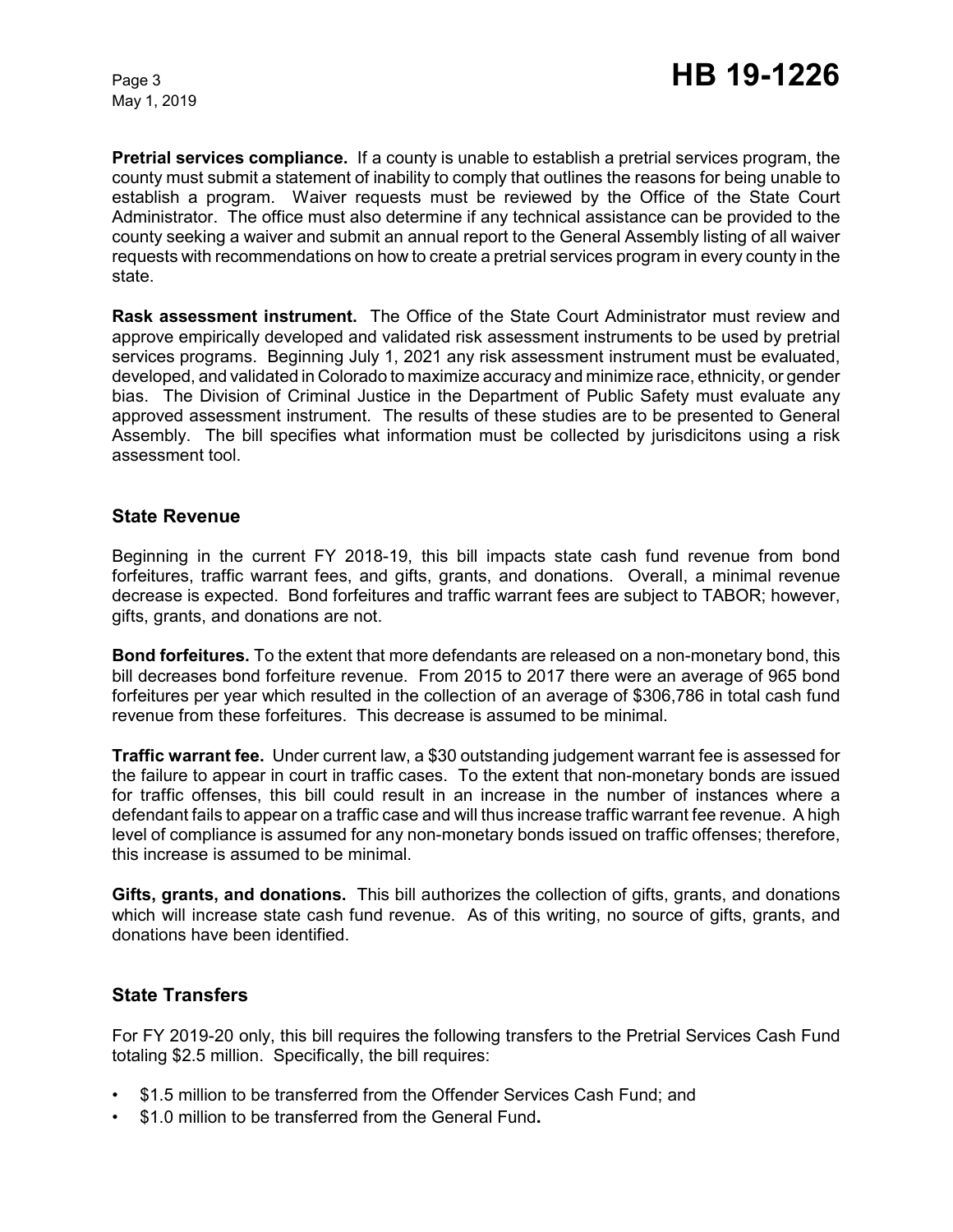**Pretrial services compliance.** If a county is unable to establish a pretrial services program, the county must submit a statement of inability to comply that outlines the reasons for being unable to establish a program. Waiver requests must be reviewed by the Office of the State Court Administrator. The office must also determine if any technical assistance can be provided to the county seeking a waiver and submit an annual report to the General Assembly listing of all waiver requests with recommendations on how to create a pretrial services program in every county in the state.

**Rask assessment instrument.** The Office of the State Court Administrator must review and approve empirically developed and validated risk assessment instruments to be used by pretrial services programs. Beginning July 1, 2021 any risk assessment instrument must be evaluated, developed, and validated in Colorado to maximize accuracy and minimize race, ethnicity, or gender bias. The Division of Criminal Justice in the Department of Public Safety must evaluate any approved assessment instrument. The results of these studies are to be presented to General Assembly. The bill specifies what information must be collected by jurisdicitons using a risk assessment tool.

## State Revenue

Beginning in the current FY 2018-19, this bill impacts state cash fund revenue from bond forfeitures, traffic warrant fees, and gifts, grants, and donations. Overall, a minimal revenue decrease is expected. Bond forfeitures and traffic warrant fees are subject to TABOR; however, gifts, grants, and donations are not.

**Bond forfeitures.** To the extent that more defendants are released on a non-monetary bond, this bill decreases bond forfeiture revenue. From 2015 to 2017 there were an average of 965 bond forfeitures per year which resulted in the collection of an average of $306,786 in total cash fund revenue from these forfeitures. This decrease is assumed to be minimal.

**Traffic warrant fee.** Under current law, a $30 outstanding judgement warrant fee is assessed for the failure to appear in court in traffic cases. To the extent that non-monetary bonds are issued for traffic offenses, this bill could result in an increase in the number of instances where a defendant fails to appear on a traffic case and will thus increase traffic warrant fee revenue. A high level of compliance is assumed for any non-monetary bonds issued on traffic offenses; therefore, this increase is assumed to be minimal.

**Gifts, grants, and donations.** This bill authorizes the collection of gifts, grants, and donations which will increase state cash fund revenue. As of this writing, no source of gifts, grants, and donations have been identified.

## State Transfers

For FY 2019-20 only, this bill requires the following transfers to the Pretrial Services Cash Fund totaling $2.5 million. Specifically, the bill requires:

- $1.5 million to be transferred from the Offender Services Cash Fund; and
- $1.0 million to be transferred from the General Fund.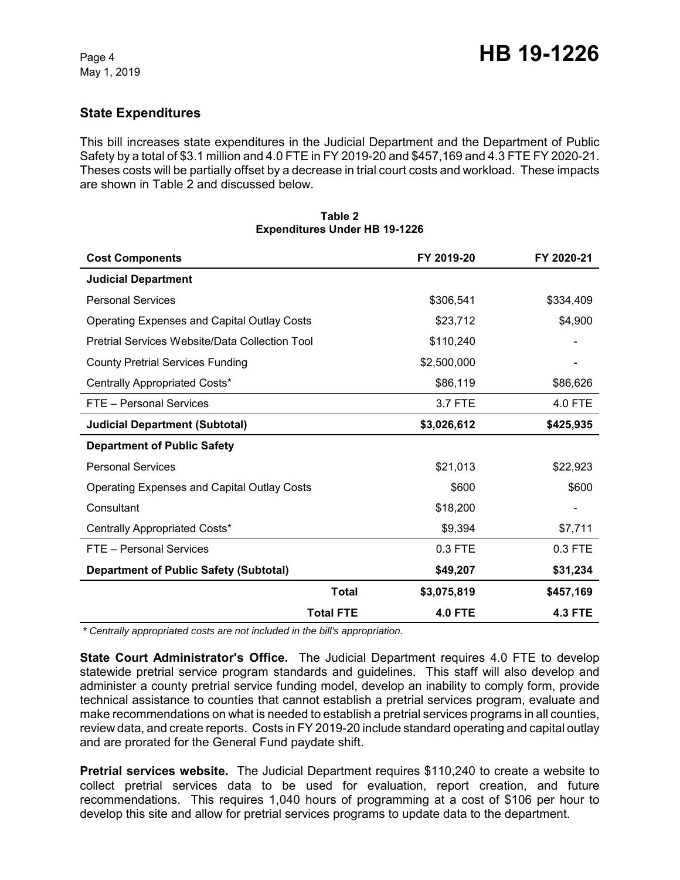## State Expenditures

This bill increases state expenditures in the Judicial Department and the Department of Public Safety by a total of $3.1 million and 4.0 FTE in FY 2019-20 and $457,169 and 4.3 FTE FY 2020-21. Theses costs will be partially offset by a decrease in trial court costs and workload. These impacts are shown in Table 2 and discussed below.

**Table 2**
**Expenditures Under HB 19-1226**

| Cost Components | FY 2019-20 | FY 2020-21 |
|---|---|---|
| **Judicial Department** | | |
| Personal Services | $306,541 | $334,409 |
| Operating Expenses and Capital Outlay Costs | $23,712 | $4,900 |
| Pretrial Services Website/Data Collection Tool | $110,240 | - |
| County Pretrial Services Funding | $2,500,000 | - |
| Centrally Appropriated Costs* | $86,119 | $86,626 |
| FTE – Personal Services | 3.7 FTE | 4.0 FTE |
| **Judicial Department (Subtotal)** | **$3,026,612** | **$425,935** |
| **Department of Public Safety** | | |
| Personal Services | $21,013 | $22,923 |
| Operating Expenses and Capital Outlay Costs | $600 | $600 |
| Consultant | $18,200 | - |
| Centrally Appropriated Costs* | $9,394 | $7,711 |
| FTE – Personal Services | 0.3 FTE | 0.3 FTE |
| **Department of Public Safety (Subtotal)** | **$49,207** | **$31,234** |
| **Total** | **$3,075,819** | **$457,169** |
| **Total FTE** | **4.0 FTE** | **4.3 FTE** |

*\* Centrally appropriated costs are not included in the bill's appropriation.*

**State Court Administrator's Office.** The Judicial Department requires 4.0 FTE to develop statewide pretrial service program standards and guidelines. This staff will also develop and administer a county pretrial service funding model, develop an inability to comply form, provide technical assistance to counties that cannot establish a pretrial services program, evaluate and make recommendations on what is needed to establish a pretrial services programs in all counties, review data, and create reports. Costs in FY 2019-20 include standard operating and capital outlay and are prorated for the General Fund paydate shift.

**Pretrial services website.** The Judicial Department requires $110,240 to create a website to collect pretrial services data to be used for evaluation, report creation, and future recommendations. This requires 1,040 hours of programming at a cost of $106 per hour to develop this site and allow for pretrial services programs to update data to the department.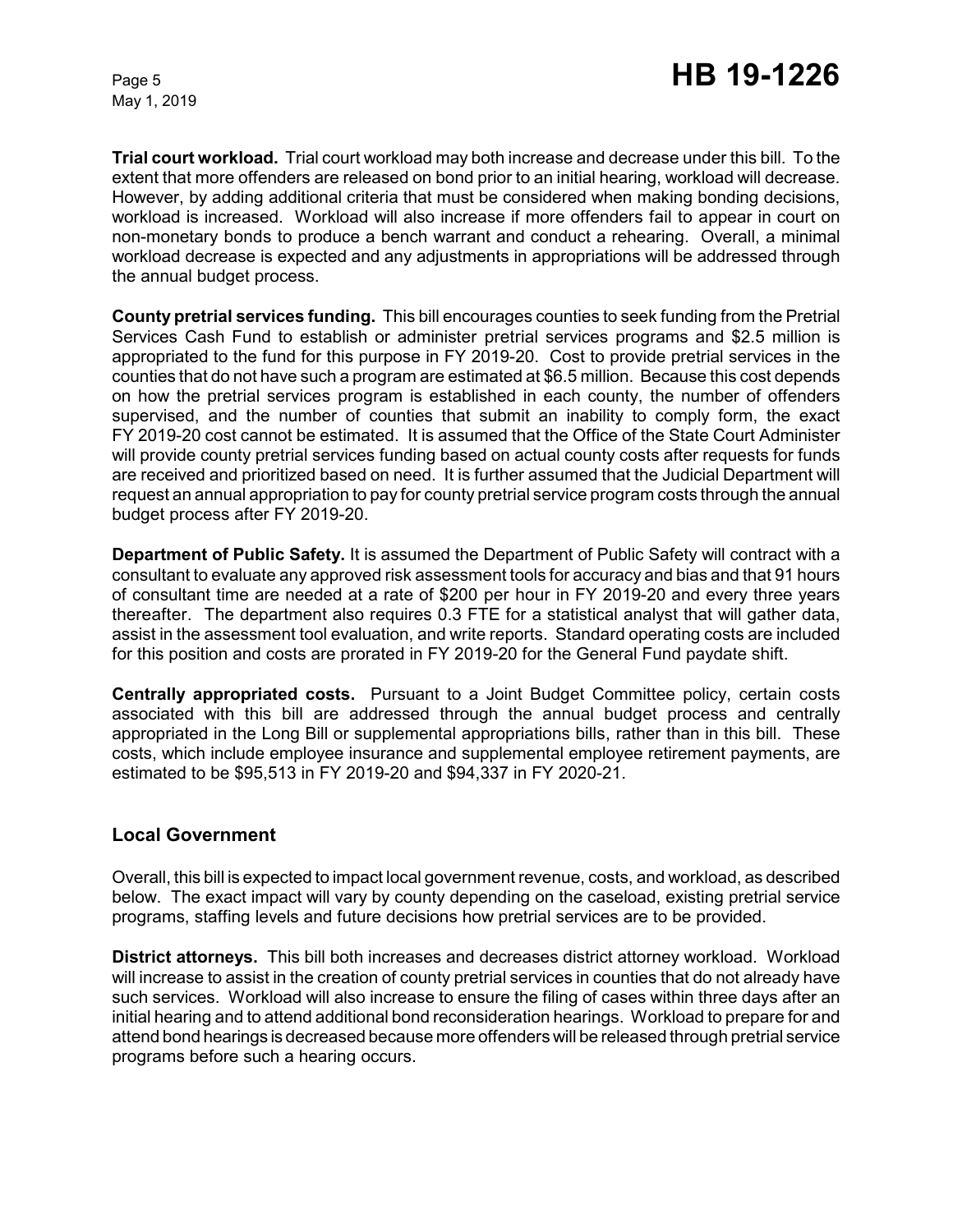**Trial court workload.** Trial court workload may both increase and decrease under this bill. To the extent that more offenders are released on bond prior to an initial hearing, workload will decrease. However, by adding additional criteria that must be considered when making bonding decisions, workload is increased. Workload will also increase if more offenders fail to appear in court on non-monetary bonds to produce a bench warrant and conduct a rehearing. Overall, a minimal workload decrease is expected and any adjustments in appropriations will be addressed through the annual budget process.

**County pretrial services funding.** This bill encourages counties to seek funding from the Pretrial Services Cash Fund to establish or administer pretrial services programs and $2.5 million is appropriated to the fund for this purpose in FY 2019-20. Cost to provide pretrial services in the counties that do not have such a program are estimated at $6.5 million. Because this cost depends on how the pretrial services program is established in each county, the number of offenders supervised, and the number of counties that submit an inability to comply form, the exact FY 2019-20 cost cannot be estimated. It is assumed that the Office of the State Court Administer will provide county pretrial services funding based on actual county costs after requests for funds are received and prioritized based on need. It is further assumed that the Judicial Department will request an annual appropriation to pay for county pretrial service program costs through the annual budget process after FY 2019-20.

**Department of Public Safety.** It is assumed the Department of Public Safety will contract with a consultant to evaluate any approved risk assessment tools for accuracy and bias and that 91 hours of consultant time are needed at a rate of $200 per hour in FY 2019-20 and every three years thereafter. The department also requires 0.3 FTE for a statistical analyst that will gather data, assist in the assessment tool evaluation, and write reports. Standard operating costs are included for this position and costs are prorated in FY 2019-20 for the General Fund paydate shift.

**Centrally appropriated costs.** Pursuant to a Joint Budget Committee policy, certain costs associated with this bill are addressed through the annual budget process and centrally appropriated in the Long Bill or supplemental appropriations bills, rather than in this bill. These costs, which include employee insurance and supplemental employee retirement payments, are estimated to be $95,513 in FY 2019-20 and $94,337 in FY 2020-21.

## Local Government

Overall, this bill is expected to impact local government revenue, costs, and workload, as described below. The exact impact will vary by county depending on the caseload, existing pretrial service programs, staffing levels and future decisions how pretrial services are to be provided.

**District attorneys.** This bill both increases and decreases district attorney workload. Workload will increase to assist in the creation of county pretrial services in counties that do not already have such services. Workload will also increase to ensure the filing of cases within three days after an initial hearing and to attend additional bond reconsideration hearings. Workload to prepare for and attend bond hearings is decreased because more offenders will be released through pretrial service programs before such a hearing occurs.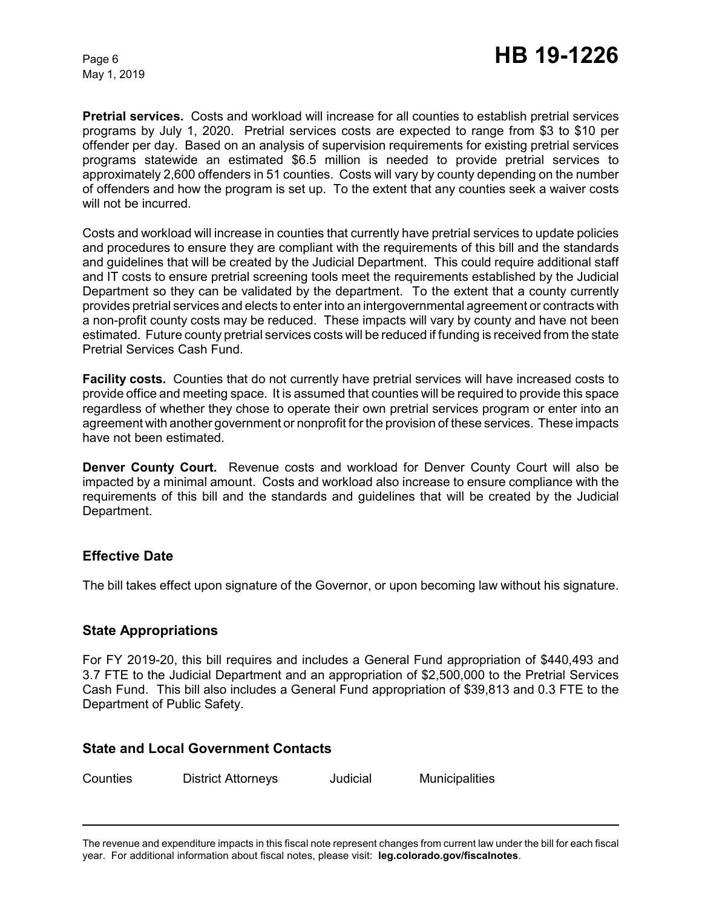**Pretrial services.** Costs and workload will increase for all counties to establish pretrial services programs by July 1, 2020. Pretrial services costs are expected to range from $3 to $10 per offender per day. Based on an analysis of supervision requirements for existing pretrial services programs statewide an estimated $6.5 million is needed to provide pretrial services to approximately 2,600 offenders in 51 counties. Costs will vary by county depending on the number of offenders and how the program is set up. To the extent that any counties seek a waiver costs will not be incurred.

Costs and workload will increase in counties that currently have pretrial services to update policies and procedures to ensure they are compliant with the requirements of this bill and the standards and guidelines that will be created by the Judicial Department. This could require additional staff and IT costs to ensure pretrial screening tools meet the requirements established by the Judicial Department so they can be validated by the department. To the extent that a county currently provides pretrial services and elects to enter into an intergovernmental agreement or contracts with a non-profit county costs may be reduced. These impacts will vary by county and have not been estimated. Future county pretrial services costs will be reduced if funding is received from the state Pretrial Services Cash Fund.

**Facility costs.** Counties that do not currently have pretrial services will have increased costs to provide office and meeting space. It is assumed that counties will be required to provide this space regardless of whether they chose to operate their own pretrial services program or enter into an agreement with another government or nonprofit for the provision of these services. These impacts have not been estimated.

**Denver County Court.** Revenue costs and workload for Denver County Court will also be impacted by a minimal amount. Costs and workload also increase to ensure compliance with the requirements of this bill and the standards and guidelines that will be created by the Judicial Department.

## Effective Date

The bill takes effect upon signature of the Governor, or upon becoming law without his signature.

## State Appropriations

For FY 2019-20, this bill requires and includes a General Fund appropriation of $440,493 and 3.7 FTE to the Judicial Department and an appropriation of $2,500,000 to the Pretrial Services Cash Fund. This bill also includes a General Fund appropriation of $39,813 and 0.3 FTE to the Department of Public Safety.

## State and Local Government Contacts

Counties District Attorneys Judicial Municipalities

The revenue and expenditure impacts in this fiscal note represent changes from current law under the bill for each fiscal year. For additional information about fiscal notes, please visit: **leg.colorado.gov/fiscalnotes**.